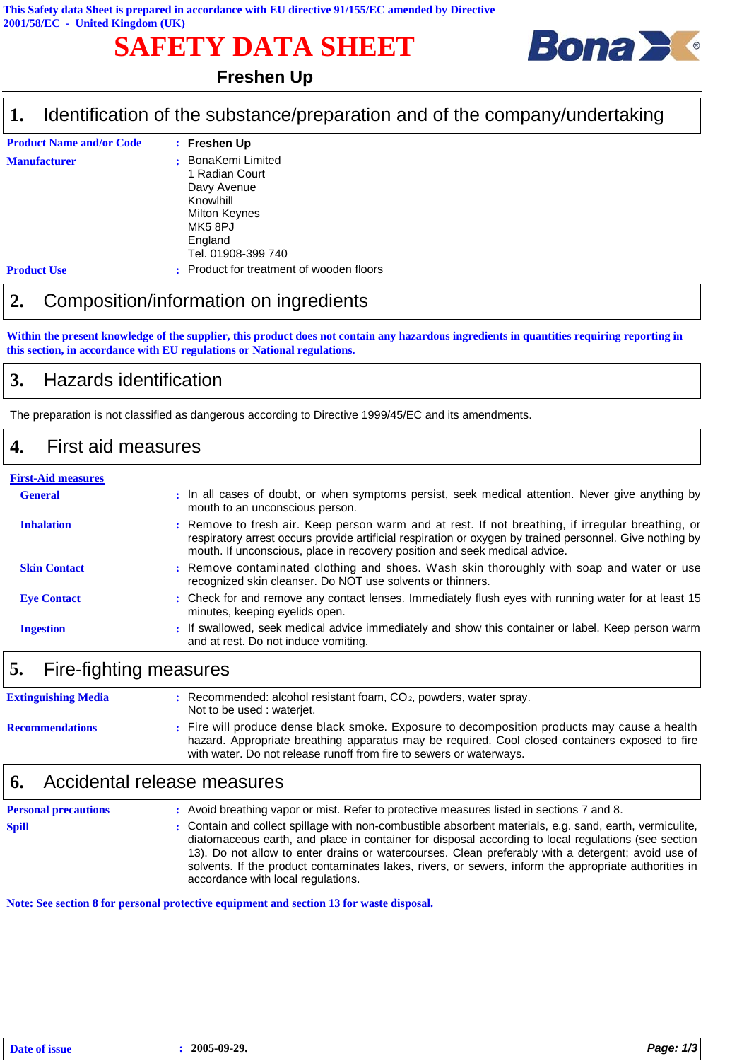This Safety data Sheet is prepared in accordance with EU directive 91/155/EC amended by Directive 2001/58/EC - United Kingdom (UK)

# SAFETY DATA SHEET

**Freshen Up**

## 1. Identification of the substance/preparation and of the company/undertaking

**Product Name and/or Code** : **Freshen Up**

**Manufacturer** : BonaKemi Limited
1 Radian Court
Davy Avenue
Knowlhill
Milton Keynes
MK5 8PJ
England
Tel. 01908-399 740

**Product Use** : Product for treatment of wooden floors

## 2. Composition/information on ingredients

**Within the present knowledge of the supplier, this product does not contain any hazardous ingredients in quantities requiring reporting in this section, in accordance with EU regulations or National regulations.**

## 3. Hazards identification

The preparation is not classified as dangerous according to Directive 1999/45/EC and its amendments.

## 4. First aid measures

**First-Aid measures**

**General** : In all cases of doubt, or when symptoms persist, seek medical attention. Never give anything by mouth to an unconscious person.

**Inhalation** : Remove to fresh air. Keep person warm and at rest. If not breathing, if irregular breathing, or respiratory arrest occurs provide artificial respiration or oxygen by trained personnel. Give nothing by mouth. If unconscious, place in recovery position and seek medical advice.

**Skin Contact** : Remove contaminated clothing and shoes. Wash skin thoroughly with soap and water or use recognized skin cleanser. Do NOT use solvents or thinners.

**Eye Contact** : Check for and remove any contact lenses. Immediately flush eyes with running water for at least 15 minutes, keeping eyelids open.

**Ingestion** : If swallowed, seek medical advice immediately and show this container or label. Keep person warm and at rest. Do not induce vomiting.

## 5. Fire-fighting measures

**Extinguishing Media** : Recommended: alcohol resistant foam, $CO_2$, powders, water spray.
Not to be used : waterjet.

**Recommendations** : Fire will produce dense black smoke. Exposure to decomposition products may cause a health hazard. Appropriate breathing apparatus may be required. Cool closed containers exposed to fire with water. Do not release runoff from fire to sewers or waterways.

## 6. Accidental release measures

**Personal precautions** : Avoid breathing vapor or mist. Refer to protective measures listed in sections 7 and 8.

**Spill** : Contain and collect spillage with non-combustible absorbent materials, e.g. sand, earth, vermiculite, diatomaceous earth, and place in container for disposal according to local regulations (see section 13). Do not allow to enter drains or watercourses. Clean preferably with a detergent; avoid use of solvents. If the product contaminates lakes, rivers, or sewers, inform the appropriate authorities in accordance with local regulations.

**Note: See section 8 for personal protective equipment and section 13 for waste disposal.**

**Date of issue** : **2005-09-29.**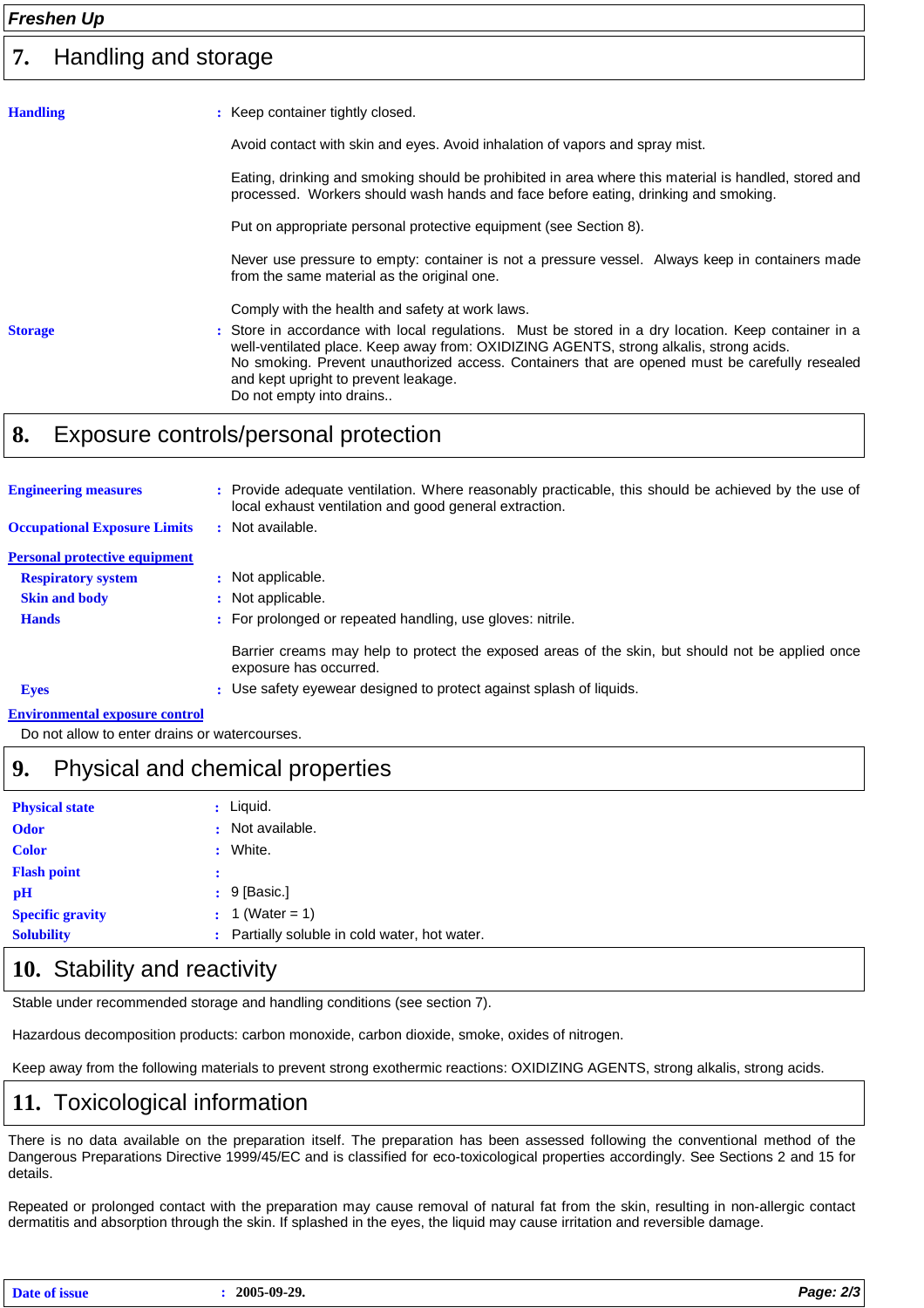## 7. Handling and storage

**Handling** : Keep container tightly closed.

Avoid contact with skin and eyes. Avoid inhalation of vapors and spray mist.

Eating, drinking and smoking should be prohibited in area where this material is handled, stored and processed. Workers should wash hands and face before eating, drinking and smoking.

Put on appropriate personal protective equipment (see Section 8).

Never use pressure to empty: container is not a pressure vessel. Always keep in containers made from the same material as the original one.

Comply with the health and safety at work laws.

**Storage** : Store in accordance with local regulations. Must be stored in a dry location. Keep container in a well-ventilated place. Keep away from: OXIDIZING AGENTS, strong alkalis, strong acids.
No smoking. Prevent unauthorized access. Containers that are opened must be carefully resealed and kept upright to prevent leakage.
Do not empty into drains..

## 8. Exposure controls/personal protection

**Engineering measures** : Provide adequate ventilation. Where reasonably practicable, this should be achieved by the use of local exhaust ventilation and good general extraction.

**Occupational Exposure Limits** : Not available.

**Personal protective equipment**

- **Respiratory system** : Not applicable.
- **Skin and body** : Not applicable.
- **Hands** : For prolonged or repeated handling, use gloves: nitrile.

  Barrier creams may help to protect the exposed areas of the skin, but should not be applied once exposure has occurred.
- **Eyes** : Use safety eyewear designed to protect against splash of liquids.

**Environmental exposure control**

Do not allow to enter drains or watercourses.

## 9. Physical and chemical properties

**Physical state** : Liquid.

**Odor** : Not available.

**Color** : White.

**Flash point** :

**pH** : 9 [Basic.]

**Specific gravity** : 1 (Water = 1)

**Solubility** : Partially soluble in cold water, hot water.

## 10. Stability and reactivity

Stable under recommended storage and handling conditions (see section 7).

Hazardous decomposition products: carbon monoxide, carbon dioxide, smoke, oxides of nitrogen.

Keep away from the following materials to prevent strong exothermic reactions: OXIDIZING AGENTS, strong alkalis, strong acids.

## 11. Toxicological information

There is no data available on the preparation itself. The preparation has been assessed following the conventional method of the Dangerous Preparations Directive 1999/45/EC and is classified for eco-toxicological properties accordingly. See Sections 2 and 15 for details.

Repeated or prolonged contact with the preparation may cause removal of natural fat from the skin, resulting in non-allergic contact dermatitis and absorption through the skin. If splashed in the eyes, the liquid may cause irritation and reversible damage.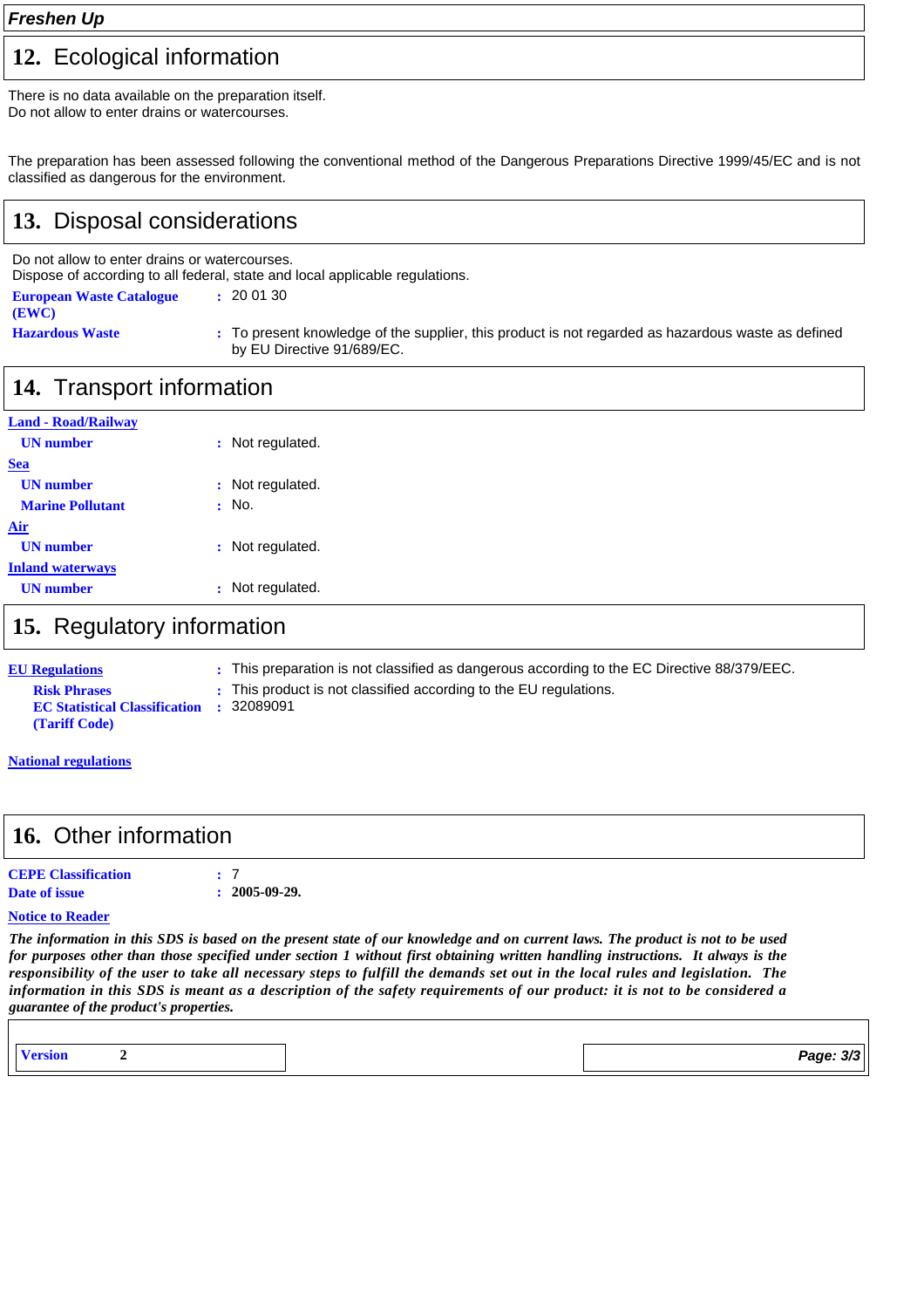## 12. Ecological information

There is no data available on the preparation itself.
Do not allow to enter drains or watercourses.

The preparation has been assessed following the conventional method of the Dangerous Preparations Directive 1999/45/EC and is not classified as dangerous for the environment.

## 13. Disposal considerations

Do not allow to enter drains or watercourses.
Dispose of according to all federal, state and local applicable regulations.

**European Waste Catalogue (EWC)** : 20 01 30

**Hazardous Waste** : To present knowledge of the supplier, this product is not regarded as hazardous waste as defined by EU Directive 91/689/EC.

## 14. Transport information

**Land - Road/Railway**

**UN number** : Not regulated.

**Sea**

**UN number** : Not regulated.

**Marine Pollutant** : No.

**Air**

**UN number** : Not regulated.

**Inland waterways**

**UN number** : Not regulated.

## 15. Regulatory information

**EU Regulations** : This preparation is not classified as dangerous according to the EC Directive 88/379/EEC.

**Risk Phrases** : This product is not classified according to the EU regulations.

**EC Statistical Classification (Tariff Code)** : 32089091

**National regulations**

## 16. Other information

**CEPE Classification** : 7

**Date of issue** : **2005-09-29.**

**Notice to Reader**

***The information in this SDS is based on the present state of our knowledge and on current laws. The product is not to be used for purposes other than those specified under section 1 without first obtaining written handling instructions. It always is the responsibility of the user to take all necessary steps to fulfill the demands set out in the local rules and legislation. The information in this SDS is meant as a description of the safety requirements of our product: it is not to be considered a guarantee of the product's properties.***

**Version** 2